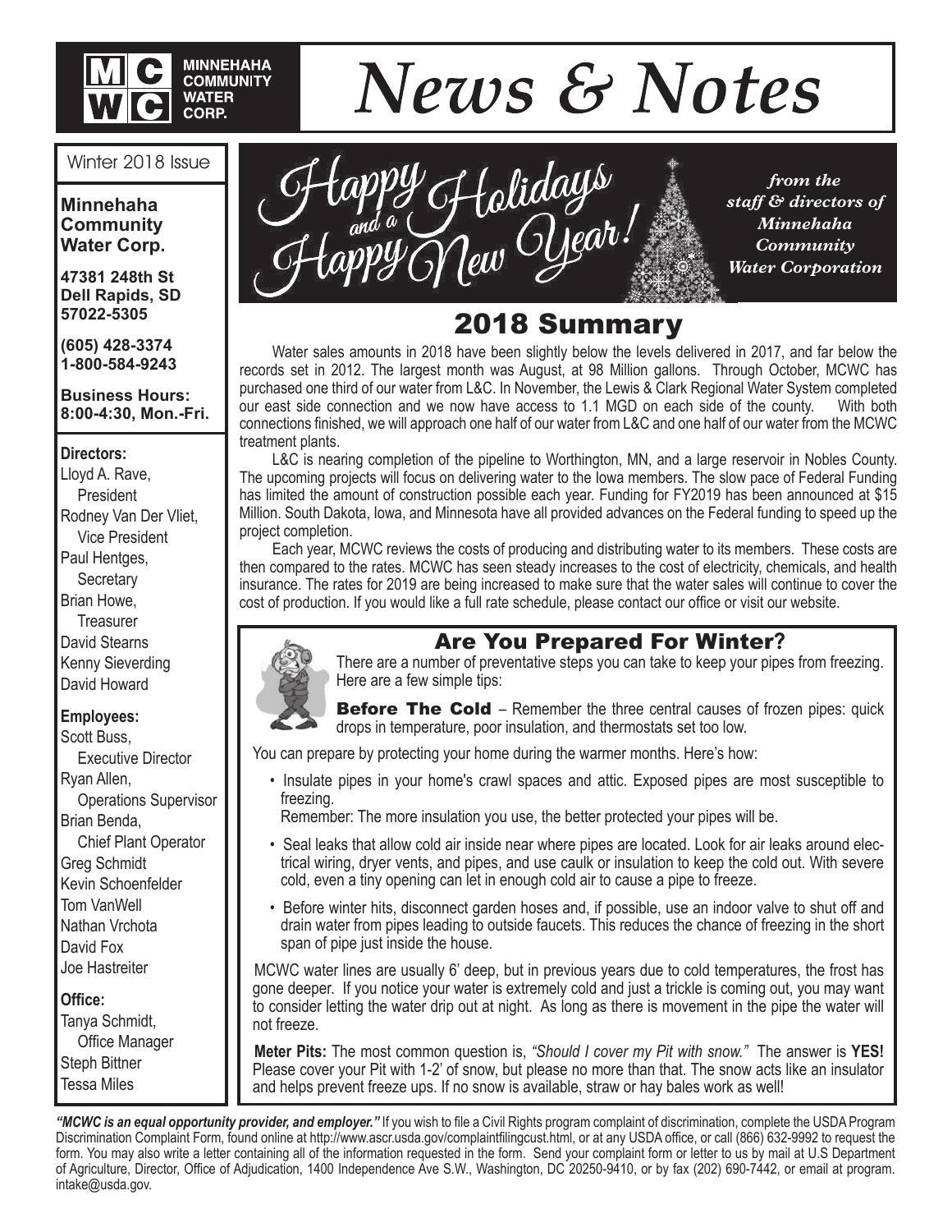# MINNEHAHA COMMUNITY WATER CORP.

# News & Notes

Winter 2018 Issue

**Minnehaha Community Water Corp.**

**47381 248th St**
**Dell Rapids, SD**
**57022-5305**

**(605) 428-3374**
**1-800-584-9243**

**Business Hours:**
**8:00-4:30, Mon.-Fri.**

**Directors:**
Lloyd A. Rave, President
Rodney Van Der Vliet, Vice President
Paul Hentges, Secretary
Brian Howe, Treasurer
David Stearns
Kenny Sieverding
David Howard

**Employees:**
Scott Buss, Executive Director
Ryan Allen, Operations Supervisor
Brian Benda, Chief Plant Operator
Greg Schmidt
Kevin Schoenfelder
Tom VanWell
Nathan Vrchota
David Fox
Joe Hastreiter

**Office:**
Tanya Schmidt, Office Manager
Steph Bittner
Tessa Miles

Happy Holidays and a Happy New Year!

*from the staff & directors of Minnehaha Community Water Corporation*

## 2018 Summary

Water sales amounts in 2018 have been slightly below the levels delivered in 2017, and far below the records set in 2012. The largest month was August, at 98 Million gallons. Through October, MCWC has purchased one third of our water from L&C. In November, the Lewis & Clark Regional Water System completed our east side connection and we now have access to 1.1 MGD on each side of the county. With both connections finished, we will approach one half of our water from L&C and one half of our water from the MCWC treatment plants.

L&C is nearing completion of the pipeline to Worthington, MN, and a large reservoir in Nobles County. The upcoming projects will focus on delivering water to the Iowa members. The slow pace of Federal Funding has limited the amount of construction possible each year. Funding for FY2019 has been announced at $15 Million. South Dakota, Iowa, and Minnesota have all provided advances on the Federal funding to speed up the project completion.

Each year, MCWC reviews the costs of producing and distributing water to its members. These costs are then compared to the rates. MCWC has seen steady increases to the cost of electricity, chemicals, and health insurance. The rates for 2019 are being increased to make sure that the water sales will continue to cover the cost of production. If you would like a full rate schedule, please contact our office or visit our website.

## Are You Prepared For Winter?

There are a number of preventative steps you can take to keep your pipes from freezing. Here are a few simple tips:

**Before The Cold** – Remember the three central causes of frozen pipes: quick drops in temperature, poor insulation, and thermostats set too low.

You can prepare by protecting your home during the warmer months. Here's how:

- Insulate pipes in your home's crawl spaces and attic. Exposed pipes are most susceptible to freezing.
  Remember: The more insulation you use, the better protected your pipes will be.
- Seal leaks that allow cold air inside near where pipes are located. Look for air leaks around electrical wiring, dryer vents, and pipes, and use caulk or insulation to keep the cold out. With severe cold, even a tiny opening can let in enough cold air to cause a pipe to freeze.
- Before winter hits, disconnect garden hoses and, if possible, use an indoor valve to shut off and drain water from pipes leading to outside faucets. This reduces the chance of freezing in the short span of pipe just inside the house.

MCWC water lines are usually 6' deep, but in previous years due to cold temperatures, the frost has gone deeper. If you notice your water is extremely cold and just a trickle is coming out, you may want to consider letting the water drip out at night. As long as there is movement in the pipe the water will not freeze.

**Meter Pits:** The most common question is, *"Should I cover my Pit with snow."* The answer is **YES!** Please cover your Pit with 1-2' of snow, but please no more than that. The snow acts like an insulator and helps prevent freeze ups. If no snow is available, straw or hay bales work as well!

***"MCWC is an equal opportunity provider, and employer."*** If you wish to file a Civil Rights program complaint of discrimination, complete the USDA Program Discrimination Complaint Form, found online at http://www.ascr.usda.gov/complaintfilingcust.html, or at any USDA office, or call (866) 632-9992 to request the form. You may also write a letter containing all of the information requested in the form. Send your complaint form or letter to us by mail at U.S Department of Agriculture, Director, Office of Adjudication, 1400 Independence Ave S.W., Washington, DC 20250-9410, or by fax (202) 690-7442, or email at program.intake@usda.gov.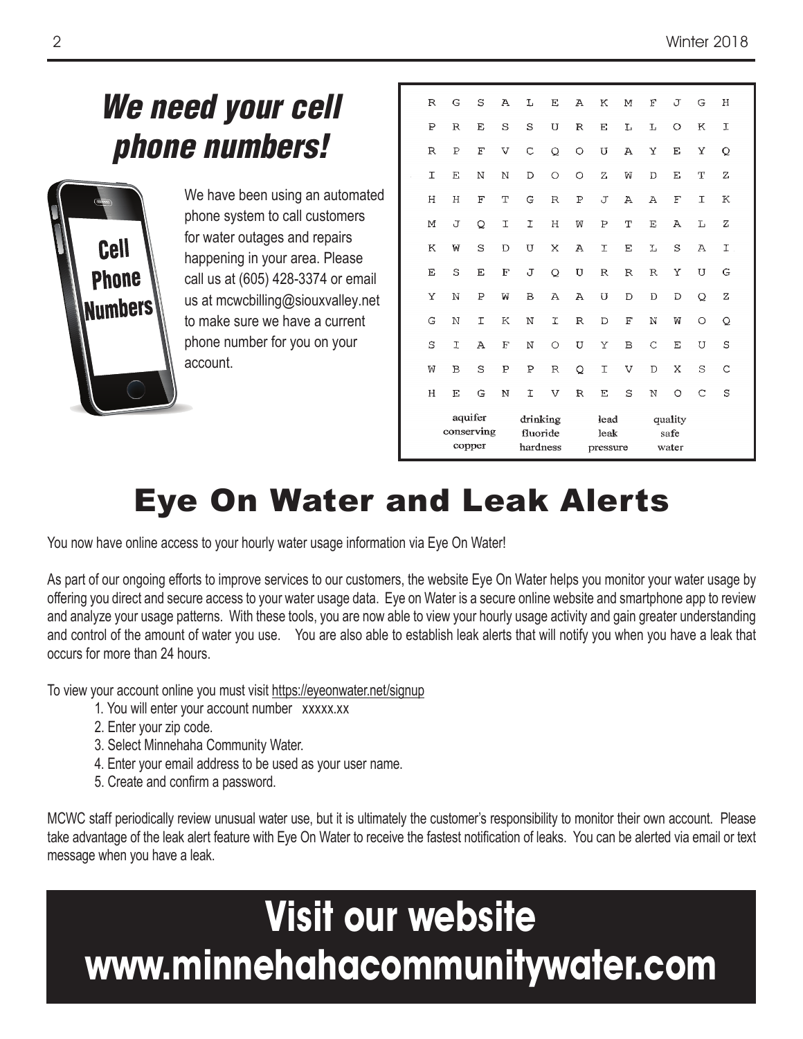# We need your cell phone numbers!

Cell Phone Numbers

We have been using an automated phone system to call customers for water outages and repairs happening in your area. Please call us at (605) 428-3374 or email us at mcwcbilling@siouxvalley.net to make sure we have a current phone number for you on your account.

| | | | | | | | | | | | | |
|---|---|---|---|---|---|---|---|---|---|---|---|---|
| R | G | S | A | L | E | A | K | M | F | J | G | H |
| P | R | E | S | S | U | R | E | L | L | O | K | I |
| R | P | F | V | C | Q | O | U | A | Y | E | Y | Q |
| I | E | N | N | D | O | O | Z | W | D | E | T | Z |
| H | H | F | T | G | R | P | J | A | A | F | I | K |
| M | J | Q | I | I | H | W | P | T | E | A | L | Z |
| K | W | S | D | U | X | A | I | E | L | S | A | I |
| E | S | E | F | J | Q | U | R | R | R | Y | U | G |
| Y | N | P | W | B | A | A | U | D | D | D | Q | Z |
| G | N | I | K | N | I | R | D | F | N | W | O | Q |
| S | I | A | F | N | O | U | Y | B | C | E | U | S |
| W | B | S | P | P | R | Q | I | V | D | X | S | C |
| H | E | G | N | I | V | R | E | S | N | O | C | S |

aquifer, conserving, copper, drinking, fluoride, hardness, lead, leak, pressure, quality, safe, water

# Eye On Water and Leak Alerts

You now have online access to your hourly water usage information via Eye On Water!

As part of our ongoing efforts to improve services to our customers, the website Eye On Water helps you monitor your water usage by offering you direct and secure access to your water usage data. Eye on Water is a secure online website and smartphone app to review and analyze your usage patterns. With these tools, you are now able to view your hourly usage activity and gain greater understanding and control of the amount of water you use. You are also able to establish leak alerts that will notify you when you have a leak that occurs for more than 24 hours.

To view your account online you must visit https://eyeonwater.net/signup

1. You will enter your account number xxxxx.xx
2. Enter your zip code.
3. Select Minnehaha Community Water.
4. Enter your email address to be used as your user name.
5. Create and confirm a password.

MCWC staff periodically review unusual water use, but it is ultimately the customer's responsibility to monitor their own account. Please take advantage of the leak alert feature with Eye On Water to receive the fastest notification of leaks. You can be alerted via email or text message when you have a leak.

# Visit our website www.minnehahacommunitywater.com